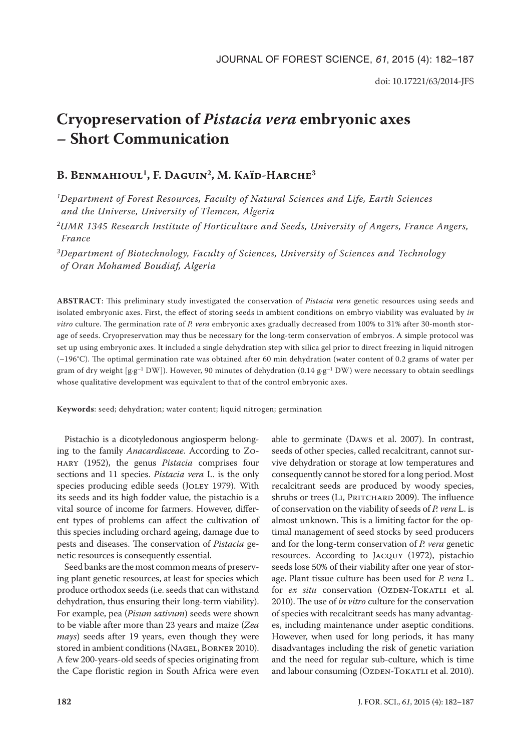doi: 10.17221/63/2014-JFS

# Cryopreservation of *Pistacia vera* embryonic axes – Short Communication

## B. Benmahioul[1], F. Daguin[2], M. Kaïd-Harche[3]

[1]*Department of Forest Resources, Faculty of Natural Sciences and Life, Earth Sciences and the Universe, University of Tlemcen, Algeria*

[2]*UMR 1345 Research Institute of Horticulture and Seeds, University of Angers, France Angers, France*

[3]*Department of Biotechnology, Faculty of Sciences, University of Sciences and Technology of Oran Mohamed Boudiaf, Algeria*

**ABSTRACT**: This preliminary study investigated the conservation of *Pistacia vera* genetic resources using seeds and isolated embryonic axes. First, the effect of storing seeds in ambient conditions on embryo viability was evaluated by *in vitro* culture. The germination rate of *P. vera* embryonic axes gradually decreased from 100% to 31% after 30-month storage of seeds. Cryopreservation may thus be necessary for the long-term conservation of embryos. A simple protocol was set up using embryonic axes. It included a single dehydration step with silica gel prior to direct freezing in liquid nitrogen (–196°C). The optimal germination rate was obtained after 60 min dehydration (water content of 0.2 grams of water per gram of dry weight [$g \cdot g^{-1}$ DW]). However, 90 minutes of dehydration (0.14 $g \cdot g^{-1}$ DW) were necessary to obtain seedlings whose qualitative development was equivalent to that of the control embryonic axes.

**Keywords**: seed; dehydration; water content; liquid nitrogen; germination

Pistachio is a dicotyledonous angiosperm belonging to the family *Anacardiaceae*. According to Zohary (1952), the genus *Pistacia* comprises four sections and 11 species. *Pistacia vera* L. is the only species producing edible seeds (Joley 1979). With its seeds and its high fodder value, the pistachio is a vital source of income for farmers. However, different types of problems can affect the cultivation of this species including orchard ageing, damage due to pests and diseases. The conservation of *Pistacia* genetic resources is consequently essential.

Seed banks are the most common means of preserving plant genetic resources, at least for species which produce orthodox seeds (i.e. seeds that can withstand dehydration, thus ensuring their long-term viability). For example, pea (*Pisum sativum*) seeds were shown to be viable after more than 23 years and maize (*Zea mays*) seeds after 19 years, even though they were stored in ambient conditions (Nagel, Borner 2010). A few 200-years-old seeds of species originating from the Cape floristic region in South Africa were even able to germinate (Daws et al. 2007). In contrast, seeds of other species, called recalcitrant, cannot survive dehydration or storage at low temperatures and consequently cannot be stored for a long period. Most recalcitrant seeds are produced by woody species, shrubs or trees (Li, Pritchard 2009). The influence of conservation on the viability of seeds of *P. vera* L. is almost unknown. This is a limiting factor for the optimal management of seed stocks by seed producers and for the long-term conservation of *P. vera* genetic resources. According to Jacquy (1972), pistachio seeds lose 50% of their viability after one year of storage. Plant tissue culture has been used for *P. vera* L. for *ex situ* conservation (Ozden-Tokatli et al. 2010). The use of *in vitro* culture for the conservation of species with recalcitrant seeds has many advantages, including maintenance under aseptic conditions. However, when used for long periods, it has many disadvantages including the risk of genetic variation and the need for regular sub-culture, which is time and labour consuming (Ozden-Tokatli et al. 2010).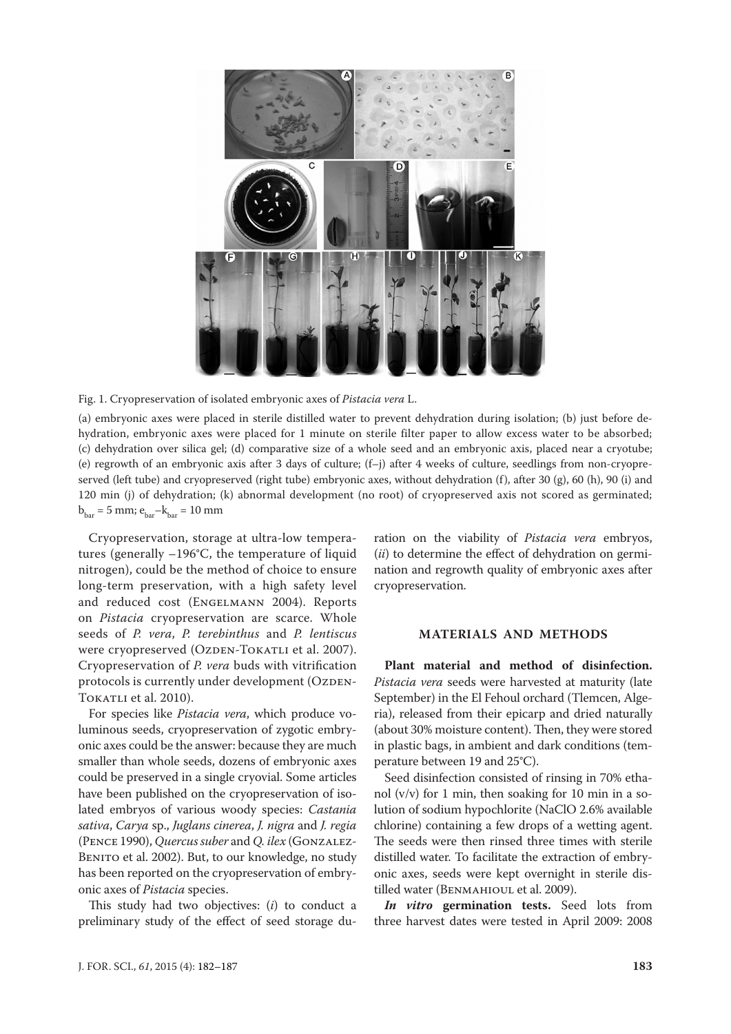Fig. 1. Cryopreservation of isolated embryonic axes of *Pistacia vera* L.

(a) embryonic axes were placed in sterile distilled water to prevent dehydration during isolation; (b) just before dehydration, embryonic axes were placed for 1 minute on sterile filter paper to allow excess water to be absorbed; (c) dehydration over silica gel; (d) comparative size of a whole seed and an embryonic axis, placed near a cryotube; (e) regrowth of an embryonic axis after 3 days of culture; (f–j) after 4 weeks of culture, seedlings from non-cryopreserved (left tube) and cryopreserved (right tube) embryonic axes, without dehydration (f), after 30 (g), 60 (h), 90 (i) and 120 min (j) of dehydration; (k) abnormal development (no root) of cryopreserved axis not scored as germinated; $b_{bar}$ = 5 mm; $e_{bar}$–$k_{bar}$ = 10 mm

Cryopreservation, storage at ultra-low temperatures (generally –196°C, the temperature of liquid nitrogen), could be the method of choice to ensure long-term preservation, with a high safety level and reduced cost (Engelmann 2004). Reports on *Pistacia* cryopreservation are scarce. Whole seeds of *P. vera*, *P. terebinthus* and *P. lentiscus* were cryopreserved (Ozden-Tokatli et al. 2007). Cryopreservation of *P. vera* buds with vitrification protocols is currently under development (Ozden-Tokatli et al. 2010).

For species like *Pistacia vera*, which produce voluminous seeds, cryopreservation of zygotic embryonic axes could be the answer: because they are much smaller than whole seeds, dozens of embryonic axes could be preserved in a single cryovial. Some articles have been published on the cryopreservation of isolated embryos of various woody species: *Castania sativa*, *Carya* sp., *Juglans cinerea*, *J. nigra* and *J. regia* (Pence 1990), *Quercus suber* and *Q. ilex* (Gonzalez-Benito et al. 2002). But, to our knowledge, no study has been reported on the cryopreservation of embryonic axes of *Pistacia* species.

This study had two objectives: (*i*) to conduct a preliminary study of the effect of seed storage duration on the viability of *Pistacia vera* embryos, (*ii*) to determine the effect of dehydration on germination and regrowth quality of embryonic axes after cryopreservation.

## MATERIALS AND METHODS

**Plant material and method of disinfection.** *Pistacia vera* seeds were harvested at maturity (late September) in the El Fehoul orchard (Tlemcen, Algeria), released from their epicarp and dried naturally (about 30% moisture content). Then, they were stored in plastic bags, in ambient and dark conditions (temperature between 19 and 25°C).

Seed disinfection consisted of rinsing in 70% ethanol (v/v) for 1 min, then soaking for 10 min in a solution of sodium hypochlorite (NaClO 2.6% available chlorine) containing a few drops of a wetting agent. The seeds were then rinsed three times with sterile distilled water. To facilitate the extraction of embryonic axes, seeds were kept overnight in sterile distilled water (Benmahioul et al. 2009).

***In vitro* germination tests.** Seed lots from three harvest dates were tested in April 2009: 2008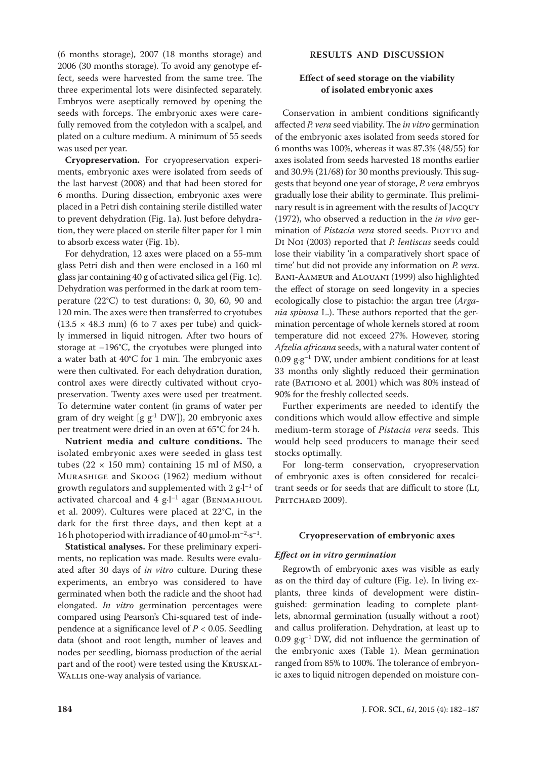(6 months storage), 2007 (18 months storage) and 2006 (30 months storage). To avoid any genotype effect, seeds were harvested from the same tree. The three experimental lots were disinfected separately. Embryos were aseptically removed by opening the seeds with forceps. The embryonic axes were carefully removed from the cotyledon with a scalpel, and plated on a culture medium. A minimum of 55 seeds was used per year.

**Cryopreservation.** For cryopreservation experiments, embryonic axes were isolated from seeds of the last harvest (2008) and that had been stored for 6 months. During dissection, embryonic axes were placed in a Petri dish containing sterile distilled water to prevent dehydration (Fig. 1a). Just before dehydration, they were placed on sterile filter paper for 1 min to absorb excess water (Fig. 1b).

For dehydration, 12 axes were placed on a 55-mm glass Petri dish and then were enclosed in a 160 ml glass jar containing 40 g of activated silica gel (Fig. 1c). Dehydration was performed in the dark at room temperature (22°C) to test durations: 0, 30, 60, 90 and 120 min. The axes were then transferred to cryotubes (13.5 × 48.3 mm) (6 to 7 axes per tube) and quickly immersed in liquid nitrogen. After two hours of storage at –196°C, the cryotubes were plunged into a water bath at 40°C for 1 min. The embryonic axes were then cultivated. For each dehydration duration, control axes were directly cultivated without cryopreservation. Twenty axes were used per treatment. To determine water content (in grams of water per gram of dry weight [$g\ g^{-1}$ DW]), 20 embryonic axes per treatment were dried in an oven at 65°C for 24 h.

**Nutrient media and culture conditions.** The isolated embryonic axes were seeded in glass test tubes (22 × 150 mm) containing 15 ml of MS0, a Murashige and Skoog (1962) medium without growth regulators and supplemented with 2 $g \cdot l^{-1}$ of activated charcoal and 4 $g \cdot l^{-1}$ agar (Benmahioul et al. 2009). Cultures were placed at 22°C, in the dark for the first three days, and then kept at a 16 h photoperiod with irradiance of 40 $\mu mol \cdot m^{-2} \cdot s^{-1}$.

**Statistical analyses.** For these preliminary experiments, no replication was made. Results were evaluated after 30 days of *in vitro* culture. During these experiments, an embryo was considered to have germinated when both the radicle and the shoot had elongated. *In vitro* germination percentages were compared using Pearson's Chi-squared test of independence at a significance level of $P < 0.05$. Seedling data (shoot and root length, number of leaves and nodes per seedling, biomass production of the aerial part and of the root) were tested using the Kruskal-Wallis one-way analysis of variance.

## RESULTS AND DISCUSSION

### Effect of seed storage on the viability of isolated embryonic axes

Conservation in ambient conditions significantly affected *P. vera* seed viability. The *in vitro* germination of the embryonic axes isolated from seeds stored for 6 months was 100%, whereas it was 87.3% (48/55) for axes isolated from seeds harvested 18 months earlier and 30.9% (21/68) for 30 months previously. This suggests that beyond one year of storage, *P. vera* embryos gradually lose their ability to germinate. This preliminary result is in agreement with the results of Jacquy (1972), who observed a reduction in the *in vivo* germination of *Pistacia vera* stored seeds. Piotto and Di Noi (2003) reported that *P. lentiscus* seeds could lose their viability 'in a comparatively short space of time' but did not provide any information on *P. vera.* Bani-Aameur and Alouani (1999) also highlighted the effect of storage on seed longevity in a species ecologically close to pistachio: the argan tree (*Argania spinosa* L.). These authors reported that the germination percentage of whole kernels stored at room temperature did not exceed 27%. However, storing *Afzelia africana* seeds, with a natural water content of 0.09 $g \cdot g^{-1}$ DW, under ambient conditions for at least 33 months only slightly reduced their germination rate (Bationo et al. 2001) which was 80% instead of 90% for the freshly collected seeds.

Further experiments are needed to identify the conditions which would allow effective and simple medium-term storage of *Pistacia vera* seeds. This would help seed producers to manage their seed stocks optimally.

For long-term conservation, cryopreservation of embryonic axes is often considered for recalcitrant seeds or for seeds that are difficult to store (Li, Pritchard 2009).

### Cryopreservation of embryonic axes

#### *Effect on in vitro germination*

Regrowth of embryonic axes was visible as early as on the third day of culture (Fig. 1e). In living explants, three kinds of development were distinguished: germination leading to complete plantlets, abnormal germination (usually without a root) and callus proliferation. Dehydration, at least up to 0.09 $g \cdot g^{-1}$ DW, did not influence the germination of the embryonic axes (Table 1). Mean germination ranged from 85% to 100%. The tolerance of embryonic axes to liquid nitrogen depended on moisture con-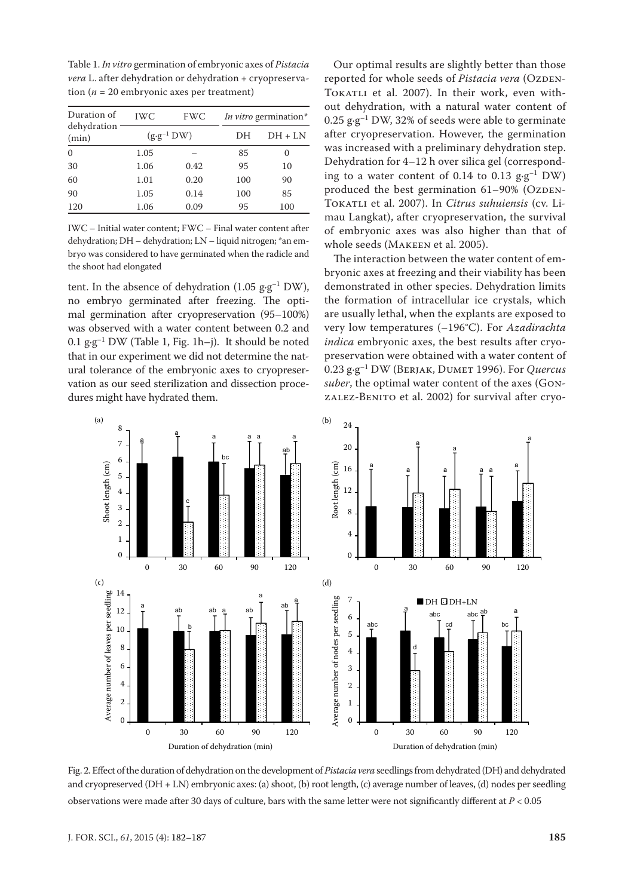Table 1. *In vitro* germination of embryonic axes of *Pistacia vera* L. after dehydration or dehydration + cryopreservation ($n$ = 20 embryonic axes per treatment)

| Duration of dehydration (min) | IWC | FWC | *In vitro* germination* | |
|---|---|---|---|---|
| | ($g \cdot g^{-1}$ DW) | | DH | DH + LN |
| 0 | 1.05 | – | 85 | 0 |
| 30 | 1.06 | 0.42 | 95 | 10 |
| 60 | 1.01 | 0.20 | 100 | 90 |
| 90 | 1.05 | 0.14 | 100 | 85 |
| 120 | 1.06 | 0.09 | 95 | 100 |

IWC – Initial water content; FWC – Final water content after dehydration; DH – dehydration; LN – liquid nitrogen; *an embryo was considered to have germinated when the radicle and the shoot had elongated

tent. In the absence of dehydration (1.05 $g \cdot g^{-1}$ DW), no embryo germinated after freezing. The optimal germination after cryopreservation (95–100%) was observed with a water content between 0.2 and 0.1 $g \cdot g^{-1}$ DW (Table 1, Fig. 1h–j). It should be noted that in our experiment we did not determine the natural tolerance of the embryonic axes to cryopreservation as our seed sterilization and dissection procedures might have hydrated them.

Our optimal results are slightly better than those reported for whole seeds of *Pistacia vera* (Ozden-Tokatli et al. 2007). In their work, even without dehydration, with a natural water content of 0.25 $g \cdot g^{-1}$ DW, 32% of seeds were able to germinate after cryopreservation. However, the germination was increased with a preliminary dehydration step. Dehydration for 4–12 h over silica gel (corresponding to a water content of 0.14 to 0.13 $g \cdot g^{-1}$ DW) produced the best germination 61–90% (Ozden-Tokatli et al. 2007). In *Citrus suhuiensis* (cv. Limau Langkat), after cryopreservation, the survival of embryonic axes was also higher than that of whole seeds (Makeen et al. 2005).

The interaction between the water content of embryonic axes at freezing and their viability has been demonstrated in other species. Dehydration limits the formation of intracellular ice crystals, which are usually lethal, when the explants are exposed to very low temperatures (–196°C). For *Azadirachta indica* embryonic axes, the best results after cryopreservation were obtained with a water content of 0.23 $g \cdot g^{-1}$ DW (Berjak, Dumet 1996). For *Quercus suber*, the optimal water content of the axes (Gonzalez-Benito et al. 2002) for survival after cryo-

Fig. 2. Effect of the duration of dehydration on the development of *Pistacia vera* seedlings from dehydrated (DH) and dehydrated and cryopreserved (DH + LN) embryonic axes: (a) shoot, (b) root length, (c) average number of leaves, (d) nodes per seedling observations were made after 30 days of culture, bars with the same letter were not significantly different at $P < 0.05$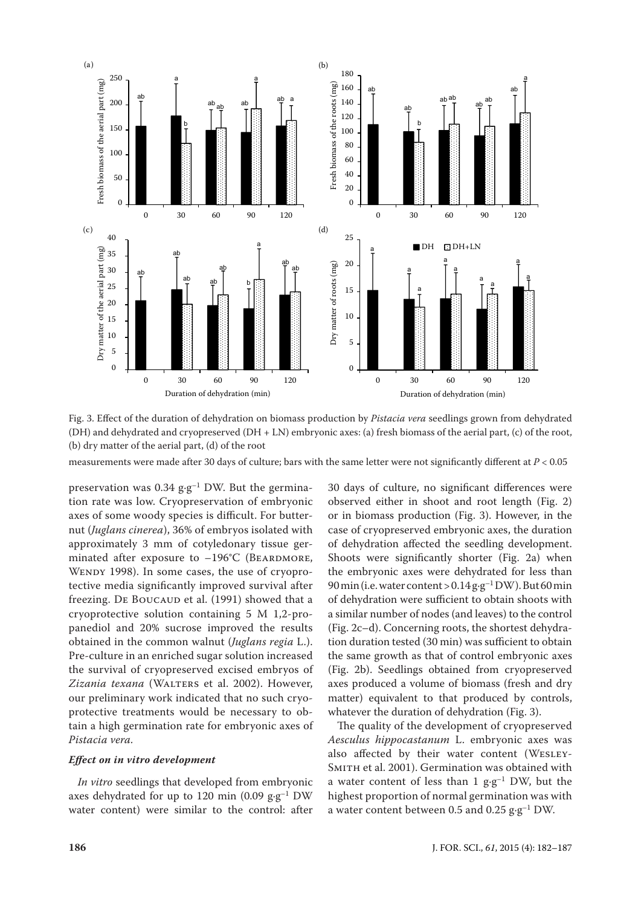Fig. 3. Effect of the duration of dehydration on biomass production by *Pistacia vera* seedlings grown from dehydrated (DH) and dehydrated and cryopreserved (DH + LN) embryonic axes: (a) fresh biomass of the aerial part, (c) of the root, (b) dry matter of the aerial part, (d) of the root

measurements were made after 30 days of culture; bars with the same letter were not significantly different at $P < 0.05$

preservation was 0.34 $g \cdot g^{-1}$ DW. But the germination rate was low. Cryopreservation of embryonic axes of some woody species is difficult. For butternut (*Juglans cinerea*), 36% of embryos isolated with approximately 3 mm of cotyledonary tissue germinated after exposure to –196°C (Beardmore, Wendy 1998). In some cases, the use of cryoprotective media significantly improved survival after freezing. De Boucaud et al. (1991) showed that a cryoprotective solution containing 5 M 1,2-propanediol and 20% sucrose improved the results obtained in the common walnut (*Juglans regia* L.). Pre-culture in an enriched sugar solution increased the survival of cryopreserved excised embryos of *Zizania texana* (Walters et al. 2002). However, our preliminary work indicated that no such cryoprotective treatments would be necessary to obtain a high germination rate for embryonic axes of *Pistacia vera*.

### *Effect on in vitro development*

*In vitro* seedlings that developed from embryonic axes dehydrated for up to 120 min (0.09 $g \cdot g^{-1}$ DW water content) were similar to the control: after 30 days of culture, no significant differences were observed either in shoot and root length (Fig. 2) or in biomass production (Fig. 3). However, in the case of cryopreserved embryonic axes, the duration of dehydration affected the seedling development. Shoots were significantly shorter (Fig. 2a) when the embryonic axes were dehydrated for less than 90 min (i.e. water content > 0.14 $g \cdot g^{-1}$ DW). But 60 min of dehydration were sufficient to obtain shoots with a similar number of nodes (and leaves) to the control (Fig. 2c–d). Concerning roots, the shortest dehydration duration tested (30 min) was sufficient to obtain the same growth as that of control embryonic axes (Fig. 2b). Seedlings obtained from cryopreserved axes produced a volume of biomass (fresh and dry matter) equivalent to that produced by controls, whatever the duration of dehydration (Fig. 3).

The quality of the development of cryopreserved *Aesculus hippocastanum* L. embryonic axes was also affected by their water content (Wesley-Smith et al. 2001). Germination was obtained with a water content of less than 1 $g \cdot g^{-1}$ DW, but the highest proportion of normal germination was with a water content between 0.5 and 0.25 $g \cdot g^{-1}$ DW.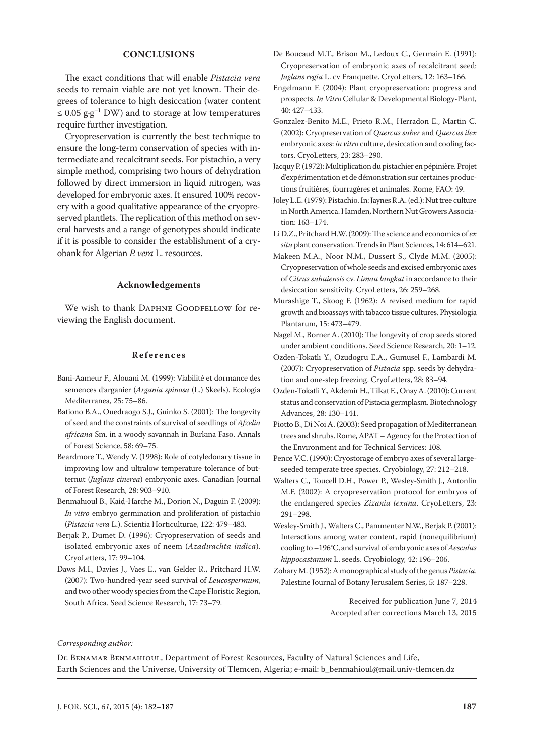## CONCLUSIONS

The exact conditions that will enable *Pistacia vera* seeds to remain viable are not yet known. Their degrees of tolerance to high desiccation (water content $\leq 0.05$ g·g$^{-1}$ DW) and to storage at low temperatures require further investigation.

Cryopreservation is currently the best technique to ensure the long-term conservation of species with intermediate and recalcitrant seeds. For pistachio, a very simple method, comprising two hours of dehydration followed by direct immersion in liquid nitrogen, was developed for embryonic axes. It ensured 100% recovery with a good qualitative appearance of the cryopreserved plantlets. The replication of this method on several harvests and a range of genotypes should indicate if it is possible to consider the establishment of a cryobank for Algerian *P. vera* L. resources.

### Acknowledgements

We wish to thank Daphne Goodfellow for reviewing the English document.

### References

Bani-Aameur F., Alouani M. (1999): Viabilité et dormance des semences d'arganier (*Argania spinosa* (L.) Skeels). Ecologia Mediterranea, 25: 75–86.

Bationo B.A., Ouedraogo S.J., Guinko S. (2001): The longevity of seed and the constraints of survival of seedlings of *Afzelia africana* Sm. in a woody savannah in Burkina Faso. Annals of Forest Science, 58: 69–75.

Beardmore T., Wendy V. (1998): Role of cotyledonary tissue in improving low and ultralow temperature tolerance of butternut (*Juglans cinerea*) embryonic axes. Canadian Journal of Forest Research, 28: 903–910.

Benmahioul B., Kaid-Harche M., Dorion N., Daguin F. (2009): *In vitro* embryo germination and proliferation of pistachio (*Pistacia vera* L.). Scientia Horticulturae, 122: 479–483.

Berjak P., Dumet D. (1996): Cryopreservation of seeds and isolated embryonic axes of neem (*Azadirachta indica*). CryoLetters, 17: 99–104.

Daws M.I., Davies J., Vaes E., van Gelder R., Pritchard H.W. (2007): Two-hundred-year seed survival of *Leucospermum*, and two other woody species from the Cape Floristic Region, South Africa. Seed Science Research, 17: 73–79.

De Boucaud M.T., Brison M., Ledoux C., Germain E. (1991): Cryopreservation of embryonic axes of recalcitrant seed: *Juglans regia* L. cv Franquette. CryoLetters, 12: 163–166.

Engelmann F. (2004): Plant cryopreservation: progress and prospects. *In Vitro* Cellular & Developmental Biology-Plant, 40: 427–433.

Gonzalez-Benito M.E., Prieto R.M., Herradon E., Martin C. (2002): Cryopreservation of *Quercus suber* and *Quercus ilex* embryonic axes: *in vitro* culture, desiccation and cooling factors. CryoLetters, 23: 283–290.

Jacquy P. (1972): Multiplication du pistachier en pépinière. Projet d'expérimentation et de démonstration sur certaines productions fruitières, fourragères et animales. Rome, FAO: 49.

Joley L.E. (1979): Pistachio. In: Jaynes R.A. (ed.): Nut tree culture in North America. Hamden, Northern Nut Growers Association: 163–174.

Li D.Z., Pritchard H.W. (2009): The science and economics of *ex situ* plant conservation. Trends in Plant Sciences, 14: 614–621.

Makeen M.A., Noor N.M., Dussert S., Clyde M.M. (2005): Cryopreservation of whole seeds and excised embryonic axes of *Citrus suhuiensis* cv. *Limau langkat* in accordance to their desiccation sensitivity. CryoLetters, 26: 259–268.

Murashige T., Skoog F. (1962): A revised medium for rapid growth and bioassays with tobacco tissue cultures. Physiologia Plantarum, 15: 473–479.

Nagel M., Borner A. (2010): The longevity of crop seeds stored under ambient conditions. Seed Science Research, 20: 1–12.

Ozden-Tokatli Y., Ozudogru E.A., Gumusel F., Lambardi M. (2007): Cryopreservation of *Pistacia* spp. seeds by dehydration and one-step freezing. CryoLetters, 28: 83–94.

Ozden-Tokatli Y., Akdemir H., Tilkat E., Onay A. (2010): Current status and conservation of Pistacia germplasm. Biotechnology Advances, 28: 130–141.

Piotto B., Di Noi A. (2003): Seed propagation of Mediterranean trees and shrubs. Rome, APAT – Agency for the Protection of the Environment and for Technical Services: 108.

Pence V.C. (1990): Cryostorage of embryo axes of several large-seeded temperate tree species. Cryobiology, 27: 212–218.

Walters C., Toucell D.H., Power P., Wesley-Smith J., Antonlin M.F. (2002): A cryopreservation protocol for embryos of the endangered species *Zizania texana*. CryoLetters, 23: 291–298.

Wesley-Smith J., Walters C., Pammenter N.W., Berjak P. (2001): Interactions among water content, rapid (nonequilibrium) cooling to –196°C, and survival of embryonic axes of *Aesculus hippocastanum* L. seeds. Cryobiology, 42: 196–206.

Zohary M. (1952): A monographical study of the genus *Pistacia*. Palestine Journal of Botany Jerusalem Series, 5: 187–228.

Received for publication June 7, 2014
Accepted after corrections March 13, 2015

*Corresponding author:*

Dr. Benamar Benmahioul, Department of Forest Resources, Faculty of Natural Sciences and Life, Earth Sciences and the Universe, University of Tlemcen, Algeria; e-mail: b_benmahioul@mail.univ-tlemcen.dz